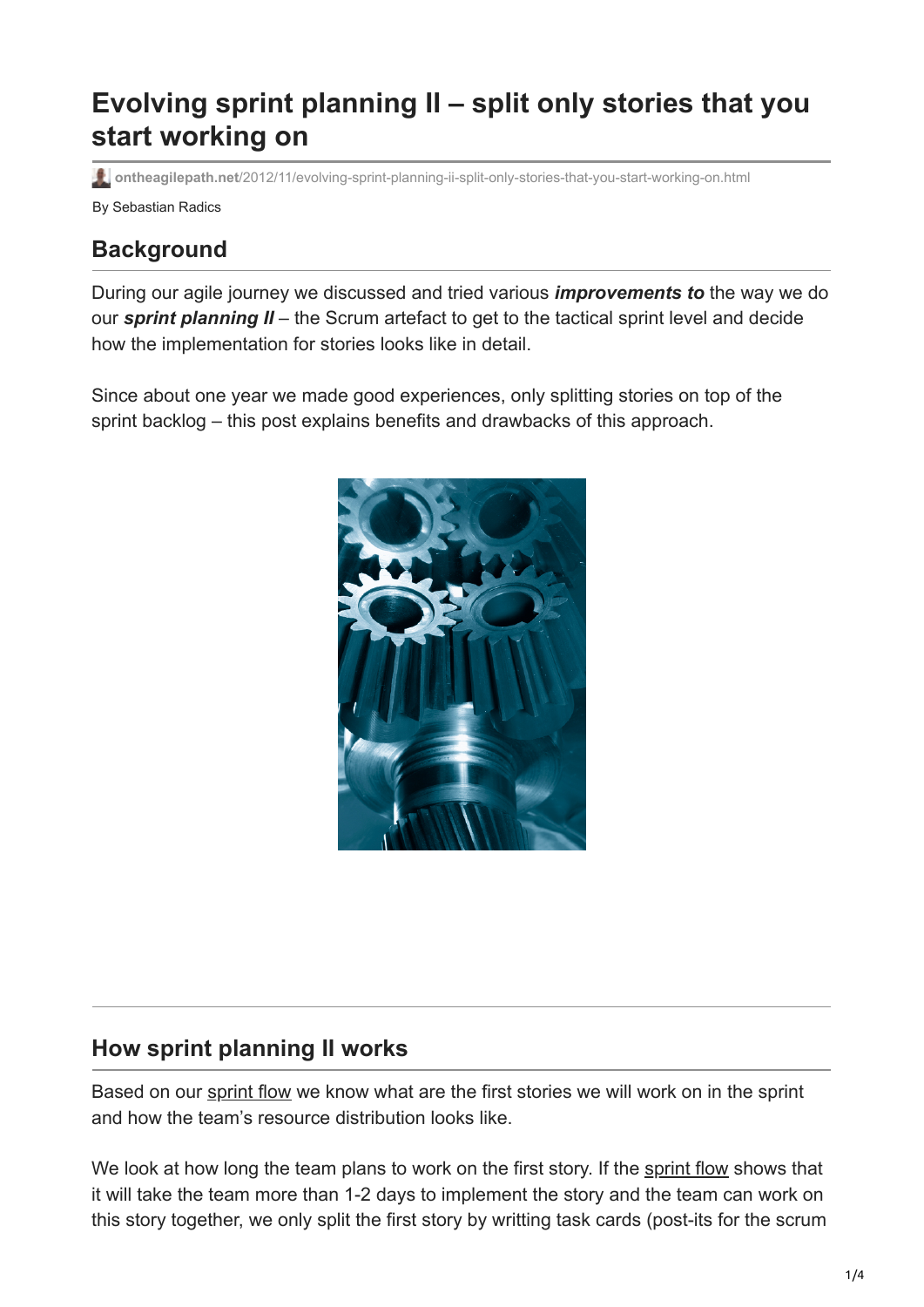# Evolving sprint planning II – split only stories that you start working on

ontheagilepath.net/2012/11/evolving-sprint-planning-ii-split-only-stories-that-you-start-working-on.html

By Sebastian Radics

## Background

During our agile journey we discussed and tried various ***improvements to*** the way we do our ***sprint planning II*** – the Scrum artefact to get to the tactical sprint level and decide how the implementation for stories looks like in detail.

Since about one year we made good experiences, only splitting stories on top of the sprint backlog – this post explains benefits and drawbacks of this approach.

## How sprint planning II works

Based on our sprint flow we know what are the first stories we will work on in the sprint and how the team's resource distribution looks like.

We look at how long the team plans to work on the first story. If the sprint flow shows that it will take the team more than 1-2 days to implement the story and the team can work on this story together, we only split the first story by writting task cards (post-its for the scrum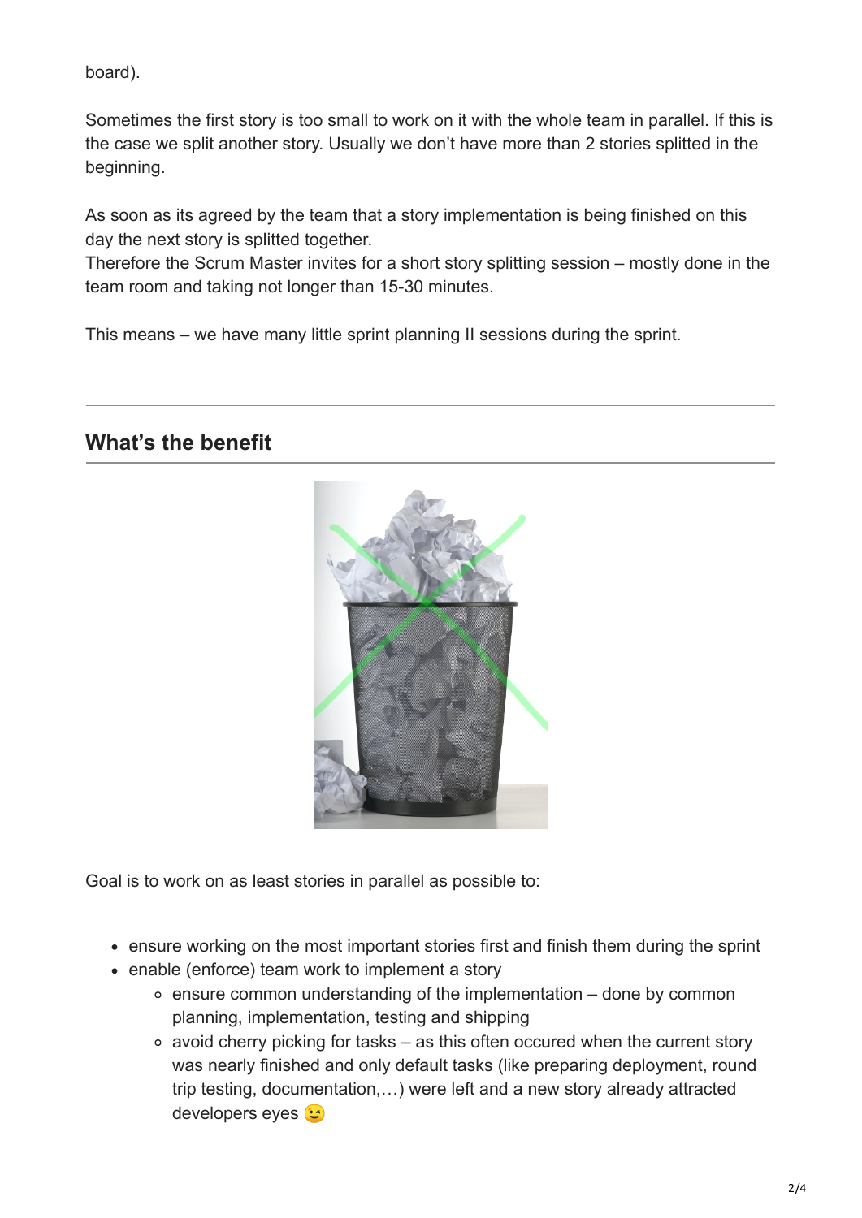board).

Sometimes the first story is too small to work on it with the whole team in parallel. If this is the case we split another story. Usually we don't have more than 2 stories splitted in the beginning.

As soon as its agreed by the team that a story implementation is being finished on this day the next story is splitted together.
Therefore the Scrum Master invites for a short story splitting session – mostly done in the team room and taking not longer than 15-30 minutes.

This means – we have many little sprint planning II sessions during the sprint.

---

## What's the benefit

Goal is to work on as least stories in parallel as possible to:

- ensure working on the most important stories first and finish them during the sprint
- enable (enforce) team work to implement a story
  - ensure common understanding of the implementation – done by common planning, implementation, testing and shipping
  - avoid cherry picking for tasks – as this often occured when the current story was nearly finished and only default tasks (like preparing deployment, round trip testing, documentation,…) were left and a new story already attracted developers eyes 😉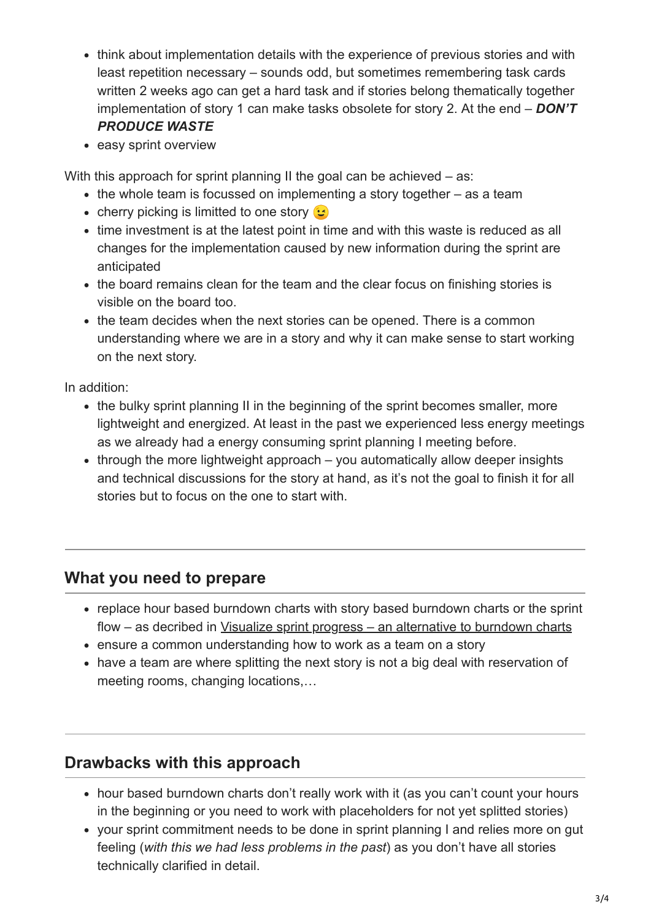- think about implementation details with the experience of previous stories and with least repetition necessary – sounds odd, but sometimes remembering task cards written 2 weeks ago can get a hard task and if stories belong thematically together implementation of story 1 can make tasks obsolete for story 2. At the end – ***DON'T PRODUCE WASTE***
- easy sprint overview

With this approach for sprint planning II the goal can be achieved – as:

- the whole team is focussed on implementing a story together – as a team
- cherry picking is limitted to one story 😉
- time investment is at the latest point in time and with this waste is reduced as all changes for the implementation caused by new information during the sprint are anticipated
- the board remains clean for the team and the clear focus on finishing stories is visible on the board too.
- the team decides when the next stories can be opened. There is a common understanding where we are in a story and why it can make sense to start working on the next story.

In addition:

- the bulky sprint planning II in the beginning of the sprint becomes smaller, more lightweight and energized. At least in the past we experienced less energy meetings as we already had a energy consuming sprint planning I meeting before.
- through the more lightweight approach – you automatically allow deeper insights and technical discussions for the story at hand, as it's not the goal to finish it for all stories but to focus on the one to start with.

---

## What you need to prepare

- replace hour based burndown charts with story based burndown charts or the sprint flow – as decribed in [Visualize sprint progress – an alternative to burndown charts]()
- ensure a common understanding how to work as a team on a story
- have a team are where splitting the next story is not a big deal with reservation of meeting rooms, changing locations,…

---

## Drawbacks with this approach

- hour based burndown charts don't really work with it (as you can't count your hours in the beginning or you need to work with placeholders for not yet splitted stories)
- your sprint commitment needs to be done in sprint planning I and relies more on gut feeling (*with this we had less problems in the past*) as you don't have all stories technically clarified in detail.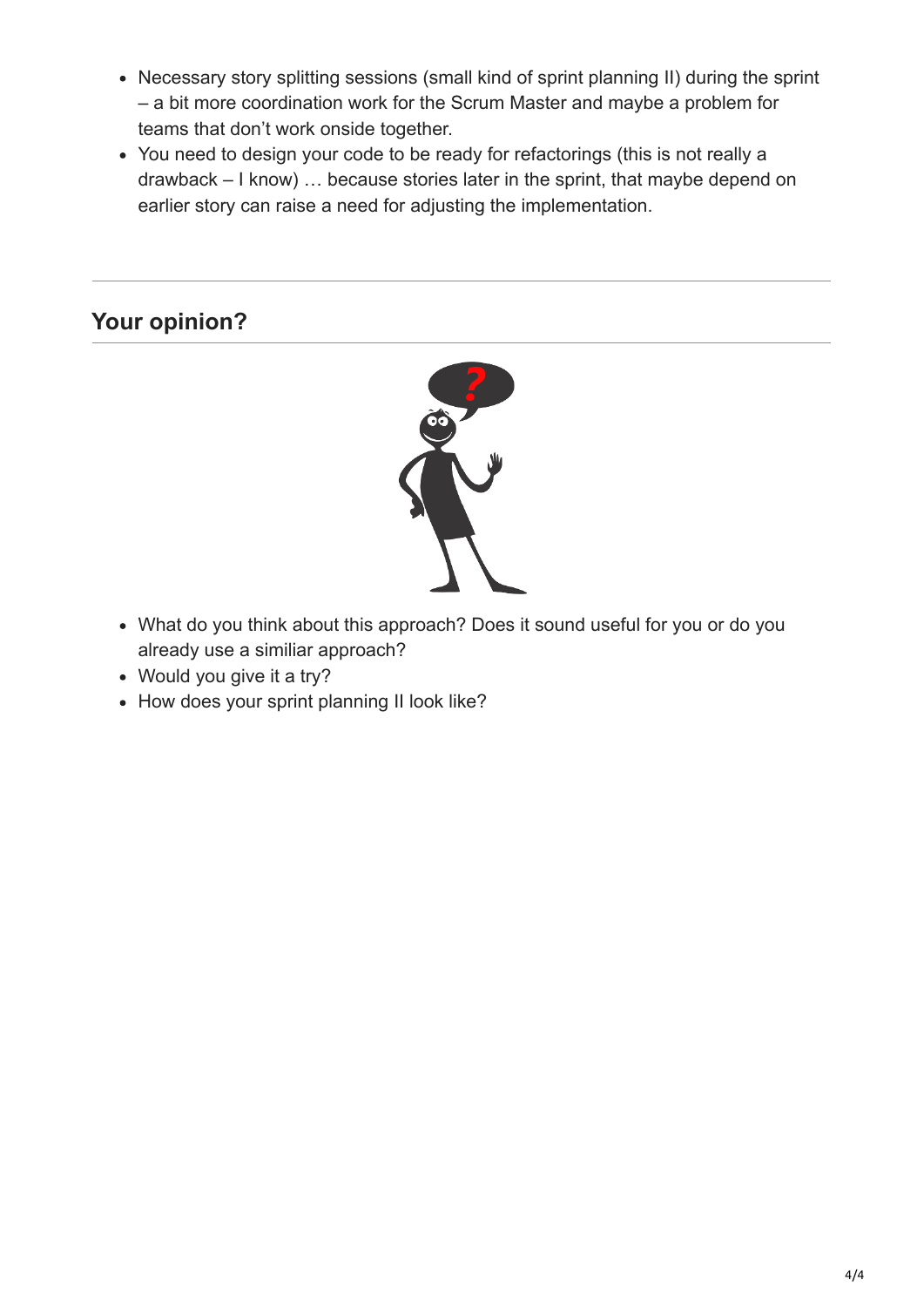- Necessary story splitting sessions (small kind of sprint planning II) during the sprint – a bit more coordination work for the Scrum Master and maybe a problem for teams that don't work onside together.
- You need to design your code to be ready for refactorings (this is not really a drawback – I know) … because stories later in the sprint, that maybe depend on earlier story can raise a need for adjusting the implementation.

---

## Your opinion?

- What do you think about this approach? Does it sound useful for you or do you already use a similiar approach?
- Would you give it a try?
- How does your sprint planning II look like?